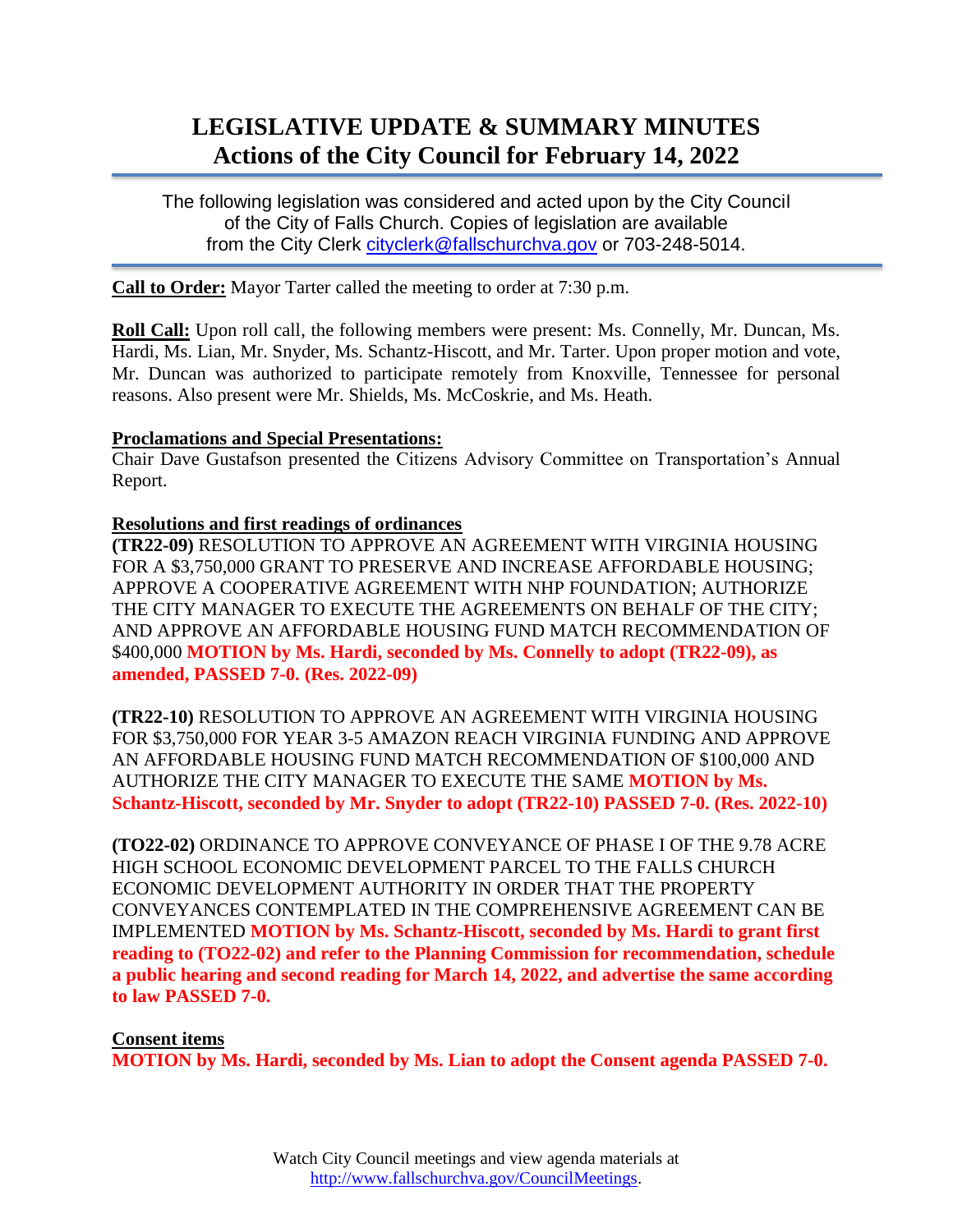# LEGISLATIVE UPDATE & SUMMARY MINUTES
# Actions of the City Council for February 14, 2022

The following legislation was considered and acted upon by the City Council of the City of Falls Church. Copies of legislation are available from the City Clerk cityclerk@fallschurchva.gov or 703-248-5014.

---

**Call to Order:** Mayor Tarter called the meeting to order at 7:30 p.m.

**Roll Call:** Upon roll call, the following members were present: Ms. Connelly, Mr. Duncan, Ms. Hardi, Ms. Lian, Mr. Snyder, Ms. Schantz-Hiscott, and Mr. Tarter. Upon proper motion and vote, Mr. Duncan was authorized to participate remotely from Knoxville, Tennessee for personal reasons. Also present were Mr. Shields, Ms. McCoskrie, and Ms. Heath.

**Proclamations and Special Presentations:**

Chair Dave Gustafson presented the Citizens Advisory Committee on Transportation's Annual Report.

**Resolutions and first readings of ordinances**

**(TR22-09)** RESOLUTION TO APPROVE AN AGREEMENT WITH VIRGINIA HOUSING FOR A $3,750,000 GRANT TO PRESERVE AND INCREASE AFFORDABLE HOUSING; APPROVE A COOPERATIVE AGREEMENT WITH NHP FOUNDATION; AUTHORIZE THE CITY MANAGER TO EXECUTE THE AGREEMENTS ON BEHALF OF THE CITY; AND APPROVE AN AFFORDABLE HOUSING FUND MATCH RECOMMENDATION OF $400,000 **MOTION by Ms. Hardi, seconded by Ms. Connelly to adopt (TR22-09), as amended, PASSED 7-0. (Res. 2022-09)**

**(TR22-10)** RESOLUTION TO APPROVE AN AGREEMENT WITH VIRGINIA HOUSING FOR $3,750,000 FOR YEAR 3-5 AMAZON REACH VIRGINIA FUNDING AND APPROVE AN AFFORDABLE HOUSING FUND MATCH RECOMMENDATION OF $100,000 AND AUTHORIZE THE CITY MANAGER TO EXECUTE THE SAME **MOTION by Ms. Schantz-Hiscott, seconded by Mr. Snyder to adopt (TR22-10) PASSED 7-0. (Res. 2022-10)**

**(TO22-02)** ORDINANCE TO APPROVE CONVEYANCE OF PHASE I OF THE 9.78 ACRE HIGH SCHOOL ECONOMIC DEVELOPMENT PARCEL TO THE FALLS CHURCH ECONOMIC DEVELOPMENT AUTHORITY IN ORDER THAT THE PROPERTY CONVEYANCES CONTEMPLATED IN THE COMPREHENSIVE AGREEMENT CAN BE IMPLEMENTED **MOTION by Ms. Schantz-Hiscott, seconded by Ms. Hardi to grant first reading to (TO22-02) and refer to the Planning Commission for recommendation, schedule a public hearing and second reading for March 14, 2022, and advertise the same according to law PASSED 7-0.**

**Consent items**

**MOTION by Ms. Hardi, seconded by Ms. Lian to adopt the Consent agenda PASSED 7-0.**

Watch City Council meetings and view agenda materials at http://www.fallschurchva.gov/CouncilMeetings.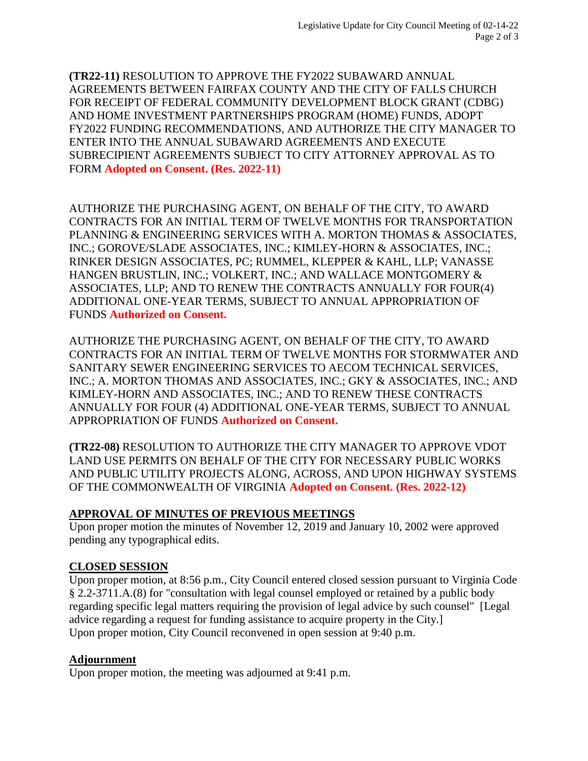**(TR22-11)** RESOLUTION TO APPROVE THE FY2022 SUBAWARD ANNUAL AGREEMENTS BETWEEN FAIRFAX COUNTY AND THE CITY OF FALLS CHURCH FOR RECEIPT OF FEDERAL COMMUNITY DEVELOPMENT BLOCK GRANT (CDBG) AND HOME INVESTMENT PARTNERSHIPS PROGRAM (HOME) FUNDS, ADOPT FY2022 FUNDING RECOMMENDATIONS, AND AUTHORIZE THE CITY MANAGER TO ENTER INTO THE ANNUAL SUBAWARD AGREEMENTS AND EXECUTE SUBRECIPIENT AGREEMENTS SUBJECT TO CITY ATTORNEY APPROVAL AS TO FORM **Adopted on Consent. (Res. 2022-11)**

AUTHORIZE THE PURCHASING AGENT, ON BEHALF OF THE CITY, TO AWARD CONTRACTS FOR AN INITIAL TERM OF TWELVE MONTHS FOR TRANSPORTATION PLANNING & ENGINEERING SERVICES WITH A. MORTON THOMAS & ASSOCIATES, INC.; GOROVE/SLADE ASSOCIATES, INC.; KIMLEY-HORN & ASSOCIATES, INC.; RINKER DESIGN ASSOCIATES, PC; RUMMEL, KLEPPER & KAHL, LLP; VANASSE HANGEN BRUSTLIN, INC.; VOLKERT, INC.; AND WALLACE MONTGOMERY & ASSOCIATES, LLP; AND TO RENEW THE CONTRACTS ANNUALLY FOR FOUR(4) ADDITIONAL ONE-YEAR TERMS, SUBJECT TO ANNUAL APPROPRIATION OF FUNDS **Authorized on Consent.**

AUTHORIZE THE PURCHASING AGENT, ON BEHALF OF THE CITY, TO AWARD CONTRACTS FOR AN INITIAL TERM OF TWELVE MONTHS FOR STORMWATER AND SANITARY SEWER ENGINEERING SERVICES TO AECOM TECHNICAL SERVICES, INC.; A. MORTON THOMAS AND ASSOCIATES, INC.; GKY & ASSOCIATES, INC.; AND KIMLEY-HORN AND ASSOCIATES, INC.; AND TO RENEW THESE CONTRACTS ANNUALLY FOR FOUR (4) ADDITIONAL ONE-YEAR TERMS, SUBJECT TO ANNUAL APPROPRIATION OF FUNDS **Authorized on Consent.**

**(TR22-08)** RESOLUTION TO AUTHORIZE THE CITY MANAGER TO APPROVE VDOT LAND USE PERMITS ON BEHALF OF THE CITY FOR NECESSARY PUBLIC WORKS AND PUBLIC UTILITY PROJECTS ALONG, ACROSS, AND UPON HIGHWAY SYSTEMS OF THE COMMONWEALTH OF VIRGINIA **Adopted on Consent. (Res. 2022-12)**

## APPROVAL OF MINUTES OF PREVIOUS MEETINGS

Upon proper motion the minutes of November 12, 2019 and January 10, 2002 were approved pending any typographical edits.

## CLOSED SESSION

Upon proper motion, at 8:56 p.m., City Council entered closed session pursuant to Virginia Code § 2.2-3711.A.(8) for "consultation with legal counsel employed or retained by a public body regarding specific legal matters requiring the provision of legal advice by such counsel" [Legal advice regarding a request for funding assistance to acquire property in the City.]
Upon proper motion, City Council reconvened in open session at 9:40 p.m.

## Adjournment

Upon proper motion, the meeting was adjourned at 9:41 p.m.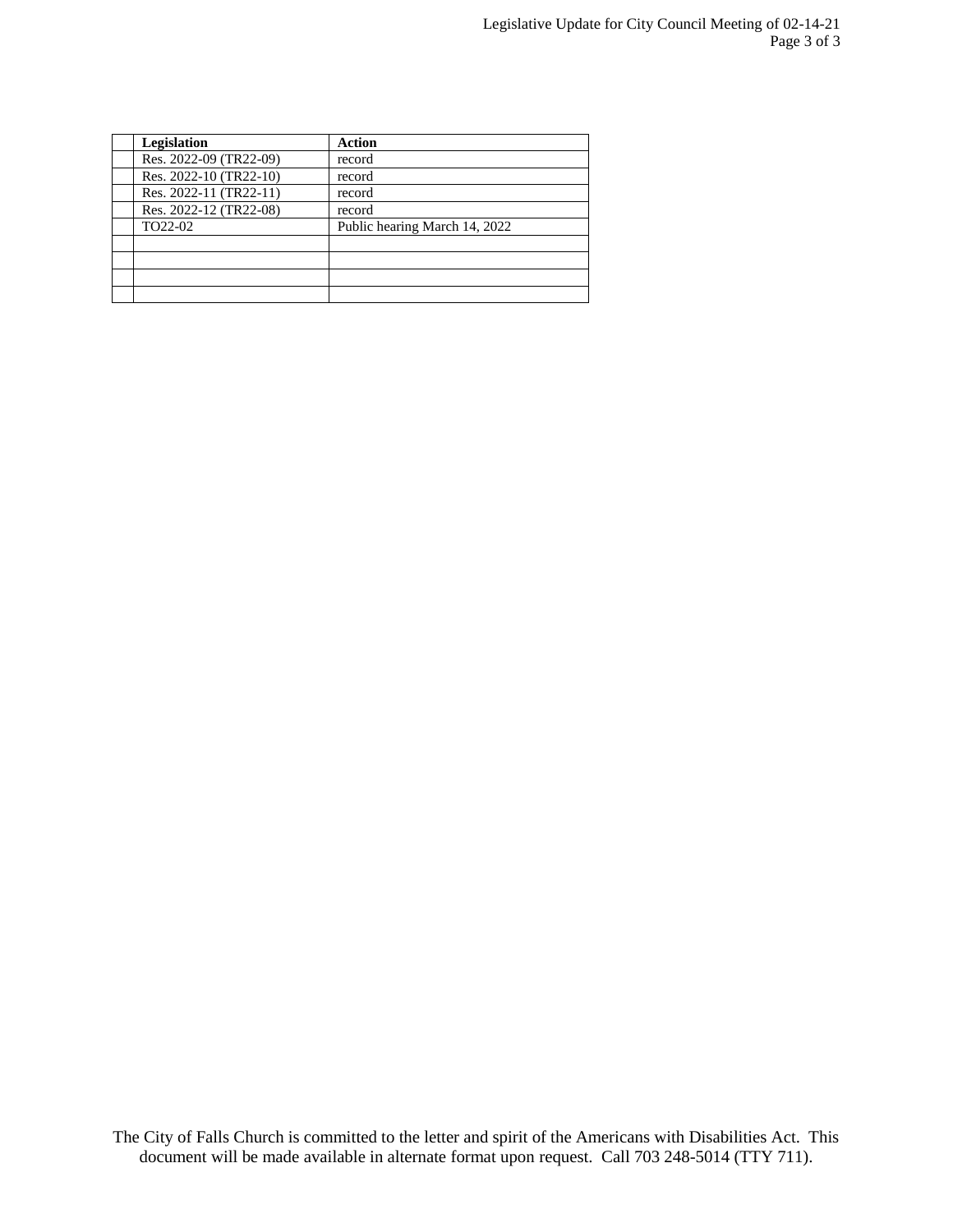| | Legislation | Action |
|---|---|---|
| | Res. 2022-09 (TR22-09) | record |
| | Res. 2022-10 (TR22-10) | record |
| | Res. 2022-11 (TR22-11) | record |
| | Res. 2022-12 (TR22-08) | record |
| | TO22-02 | Public hearing March 14, 2022 |
| | | |
| | | |
| | | |
| | | |

The City of Falls Church is committed to the letter and spirit of the Americans with Disabilities Act. This document will be made available in alternate format upon request. Call 703 248-5014 (TTY 711).